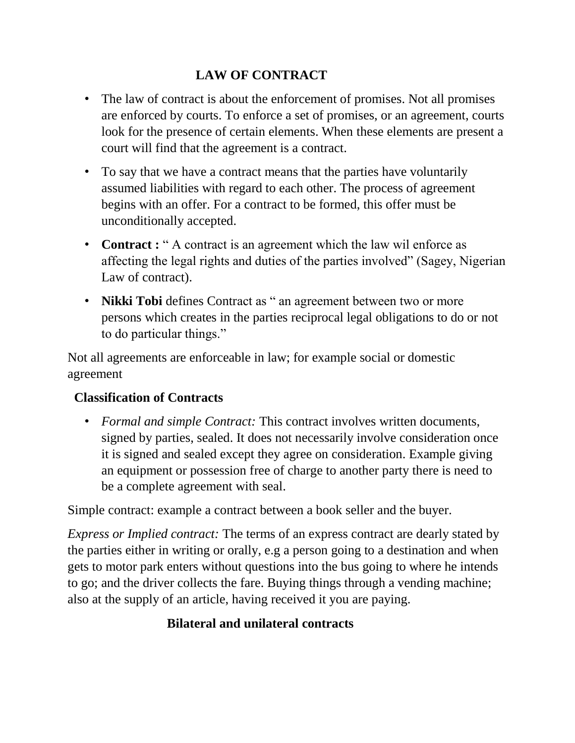# LAW OF CONTRACT

- The law of contract is about the enforcement of promises. Not all promises are enforced by courts. To enforce a set of promises, or an agreement, courts look for the presence of certain elements. When these elements are present a court will find that the agreement is a contract.
- To say that we have a contract means that the parties have voluntarily assumed liabilities with regard to each other. The process of agreement begins with an offer. For a contract to be formed, this offer must be unconditionally accepted.
- **Contract :** " A contract is an agreement which the law wil enforce as affecting the legal rights and duties of the parties involved" (Sagey, Nigerian Law of contract).
- **Nikki Tobi** defines Contract as " an agreement between two or more persons which creates in the parties reciprocal legal obligations to do or not to do particular things."

Not all agreements are enforceable in law; for example social or domestic agreement

## Classification of Contracts

- *Formal and simple Contract:* This contract involves written documents, signed by parties, sealed. It does not necessarily involve consideration once it is signed and sealed except they agree on consideration. Example giving an equipment or possession free of charge to another party there is need to be a complete agreement with seal.

Simple contract: example a contract between a book seller and the buyer.

*Express or Implied contract:* The terms of an express contract are dearly stated by the parties either in writing or orally, e.g a person going to a destination and when gets to motor park enters without questions into the bus going to where he intends to go; and the driver collects the fare. Buying things through a vending machine; also at the supply of an article, having received it you are paying.

## Bilateral and unilateral contracts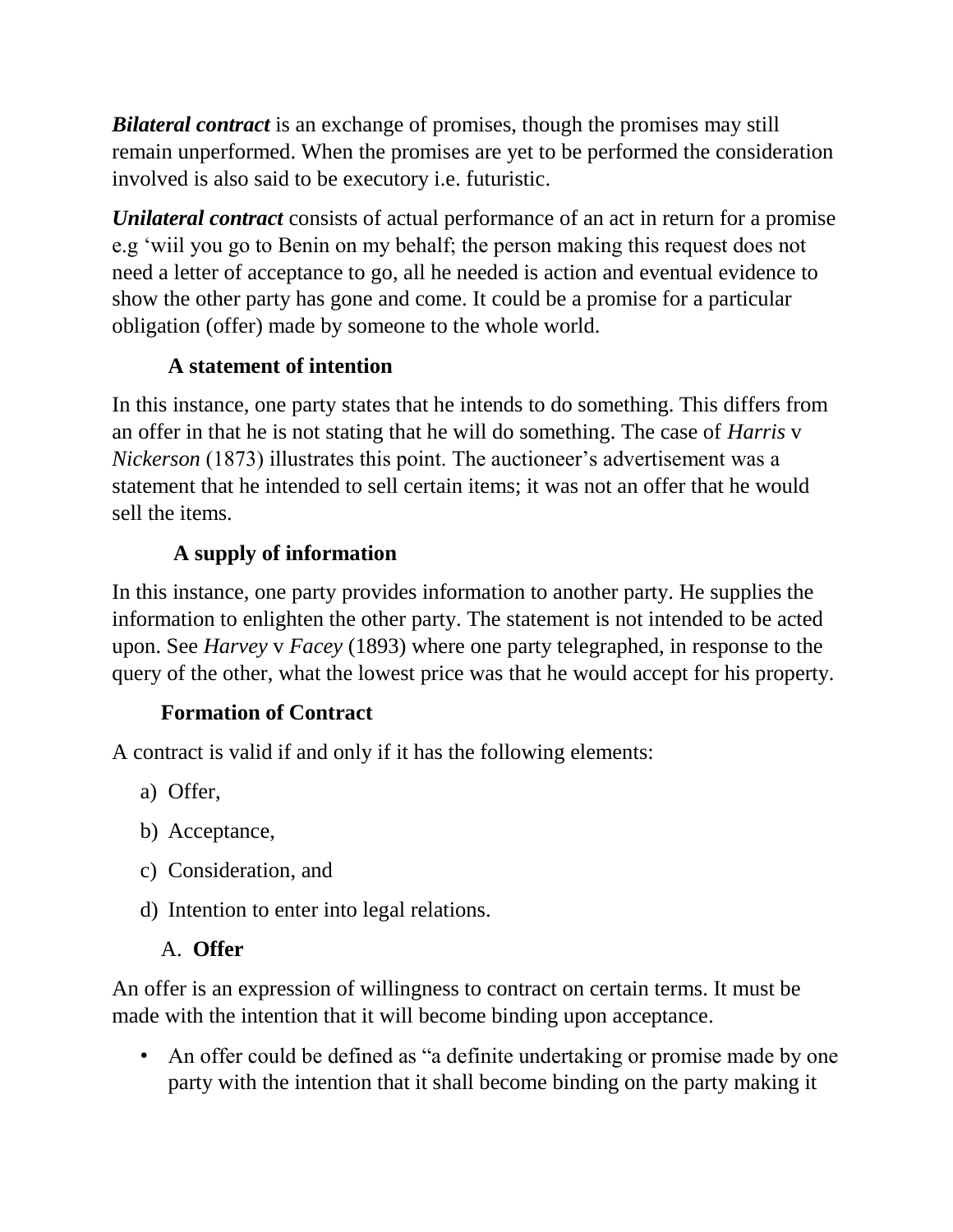***Bilateral contract*** is an exchange of promises, though the promises may still remain unperformed. When the promises are yet to be performed the consideration involved is also said to be executory i.e. futuristic.

***Unilateral contract*** consists of actual performance of an act in return for a promise e.g 'wiil you go to Benin on my behalf; the person making this request does not need a letter of acceptance to go, all he needed is action and eventual evidence to show the other party has gone and come. It could be a promise for a particular obligation (offer) made by someone to the whole world.

### A statement of intention

In this instance, one party states that he intends to do something. This differs from an offer in that he is not stating that he will do something. The case of *Harris* v *Nickerson* (1873) illustrates this point. The auctioneer's advertisement was a statement that he intended to sell certain items; it was not an offer that he would sell the items.

### A supply of information

In this instance, one party provides information to another party. He supplies the information to enlighten the other party. The statement is not intended to be acted upon. See *Harvey* v *Facey* (1893) where one party telegraphed, in response to the query of the other, what the lowest price was that he would accept for his property.

### Formation of Contract

A contract is valid if and only if it has the following elements:

a) Offer,

b) Acceptance,

c) Consideration, and

d) Intention to enter into legal relations.

### A. Offer

An offer is an expression of willingness to contract on certain terms. It must be made with the intention that it will become binding upon acceptance.

- An offer could be defined as "a definite undertaking or promise made by one party with the intention that it shall become binding on the party making it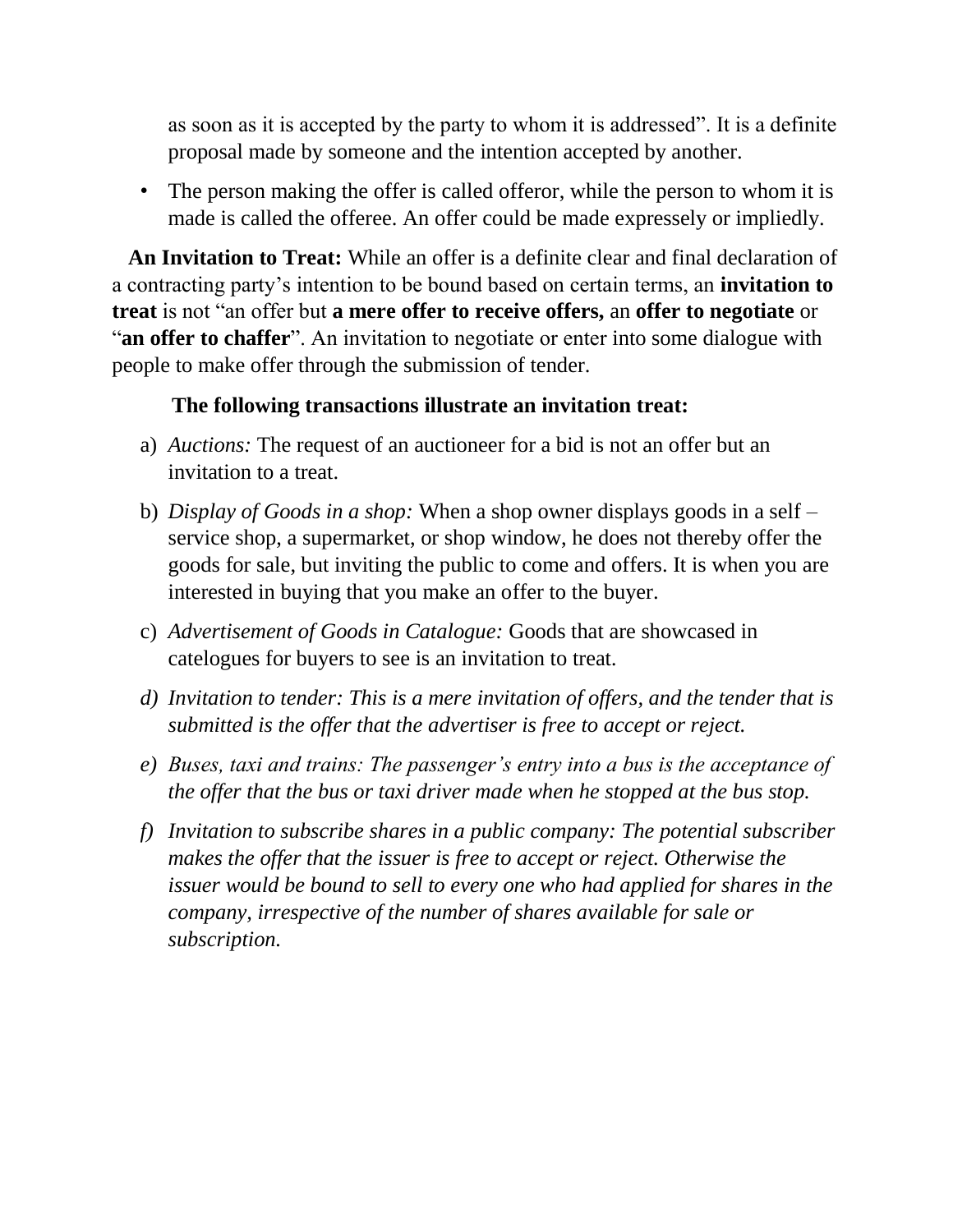as soon as it is accepted by the party to whom it is addressed". It is a definite proposal made by someone and the intention accepted by another.

- The person making the offer is called offeror, while the person to whom it is made is called the offeree. An offer could be made expressely or impliedly.

**An Invitation to Treat:** While an offer is a definite clear and final declaration of a contracting party's intention to be bound based on certain terms, an **invitation to treat** is not "an offer but **a mere offer to receive offers,** an **offer to negotiate** or "**an offer to chaffer**". An invitation to negotiate or enter into some dialogue with people to make offer through the submission of tender.

**The following transactions illustrate an invitation treat:**

a) *Auctions:* The request of an auctioneer for a bid is not an offer but an invitation to a treat.

b) *Display of Goods in a shop:* When a shop owner displays goods in a self – service shop, a supermarket, or shop window, he does not thereby offer the goods for sale, but inviting the public to come and offers. It is when you are interested in buying that you make an offer to the buyer.

c) *Advertisement of Goods in Catalogue:* Goods that are showcased in catelogues for buyers to see is an invitation to treat.

d) *Invitation to tender: This is a mere invitation of offers, and the tender that is submitted is the offer that the advertiser is free to accept or reject.*

e) *Buses, taxi and trains: The passenger's entry into a bus is the acceptance of the offer that the bus or taxi driver made when he stopped at the bus stop.*

f) *Invitation to subscribe shares in a public company: The potential subscriber makes the offer that the issuer is free to accept or reject. Otherwise the issuer would be bound to sell to every one who had applied for shares in the company, irrespective of the number of shares available for sale or subscription.*